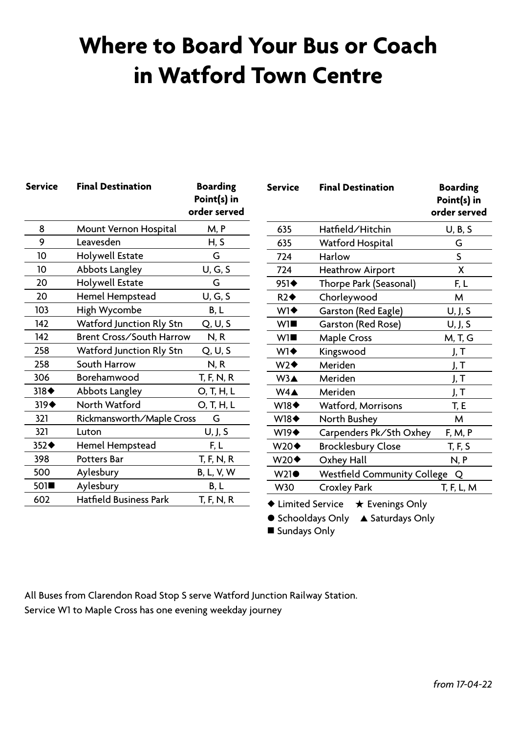# Where to Board Your Bus or Coach in Watford Town Centre

| Service | Final Destination | Boarding Point(s) in order served |
|---|---|---|
| 8 | Mount Vernon Hospital | M, P |
| 9 | Leavesden | H, S |
| 10 | Holywell Estate | G |
| 10 | Abbots Langley | U, G, S |
| 20 | Holywell Estate | G |
| 20 | Hemel Hempstead | U, G, S |
| 103 | High Wycombe | B, L |
| 142 | Watford Junction Rly Stn | Q, U, S |
| 142 | Brent Cross/South Harrow | N, R |
| 258 | Watford Junction Rly Stn | Q, U, S |
| 258 | South Harrow | N, R |
| 306 | Borehamwood | T, F, N, R |
| 318◆ | Abbots Langley | O, T, H, L |
| 319◆ | North Watford | O, T, H, L |
| 321 | Rickmansworth/Maple Cross | G |
| 321 | Luton | U, J, S |
| 352◆ | Hemel Hempstead | F, L |
| 398 | Potters Bar | T, F, N, R |
| 500 | Aylesbury | B, L, V, W |
| 501■ | Aylesbury | B, L |
| 602 | Hatfield Business Park | T, F, N, R |

| Service | Final Destination | Boarding Point(s) in order served |
|---|---|---|
| 635 | Hatfield/Hitchin | U, B, S |
| 635 | Watford Hospital | G |
| 724 | Harlow | S |
| 724 | Heathrow Airport | X |
| 951◆ | Thorpe Park (Seasonal) | F, L |
| R2◆ | Chorleywood | M |
| W1◆ | Garston (Red Eagle) | U, J, S |
| W1■ | Garston (Red Rose) | U, J, S |
| W1■ | Maple Cross | M, T, G |
| W1◆ | Kingswood | J, T |
| W2◆ | Meriden | J, T |
| W3▲ | Meriden | J, T |
| W4▲ | Meriden | J, T |
| W18◆ | Watford, Morrisons | T, E |
| W18◆ | North Bushey | M |
| W19◆ | Carpenders Pk/Sth Oxhey | F, M, P |
| W20◆ | Brocklesbury Close | T, F, S |
| W20◆ | Oxhey Hall | N, P |
| W21● | Westfield Community College | Q |
| W30 | Croxley Park | T, F, L, M |

◆ Limited Service ★ Evenings Only

● Schooldays Only ▲ Saturdays Only

■ Sundays Only

All Buses from Clarendon Road Stop S serve Watford Junction Railway Station.

Service W1 to Maple Cross has one evening weekday journey

*from 17-04-22*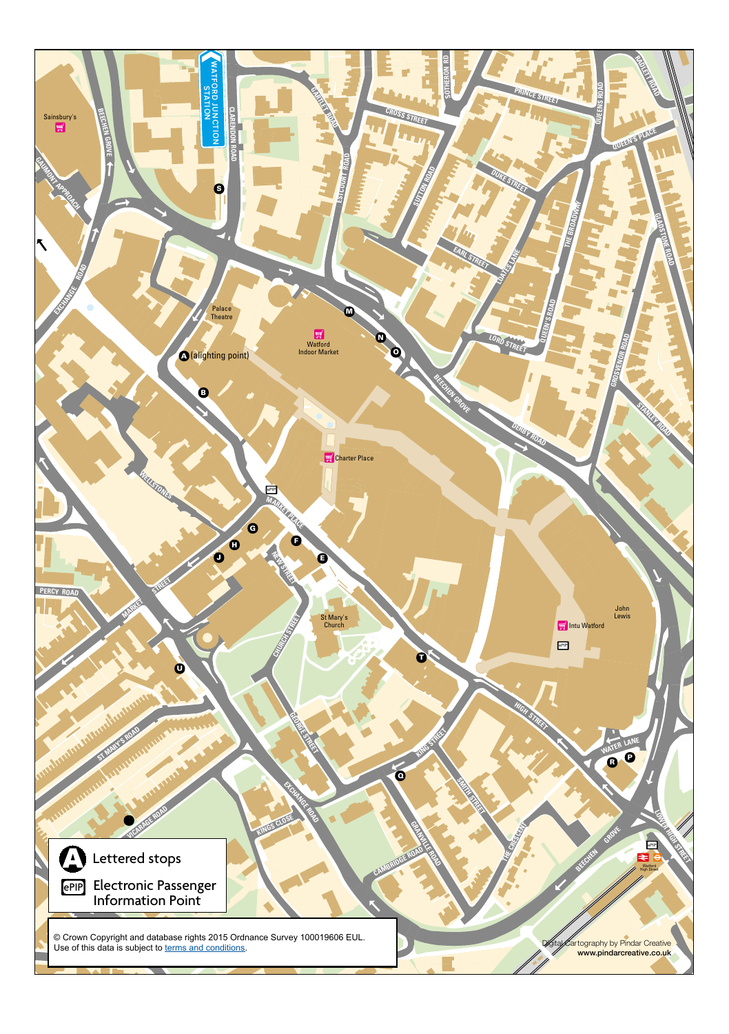Sainsbury's

WATFORD JUNCTION STATION

Palace Theatre

A (alighting point)

Watford Indoor Market

Charter Place

St Mary's Church

Intu Watford

John Lewis

Watford High Street

Lettered stops

ePIP Electronic Passenger Information Point

© Crown Copyright and database rights 2015 Ordnance Survey 100019606 EUL.
Use of this data is subject to terms and conditions.

Digital Cartography by Pindar Creative
www.pindarcreative.co.uk